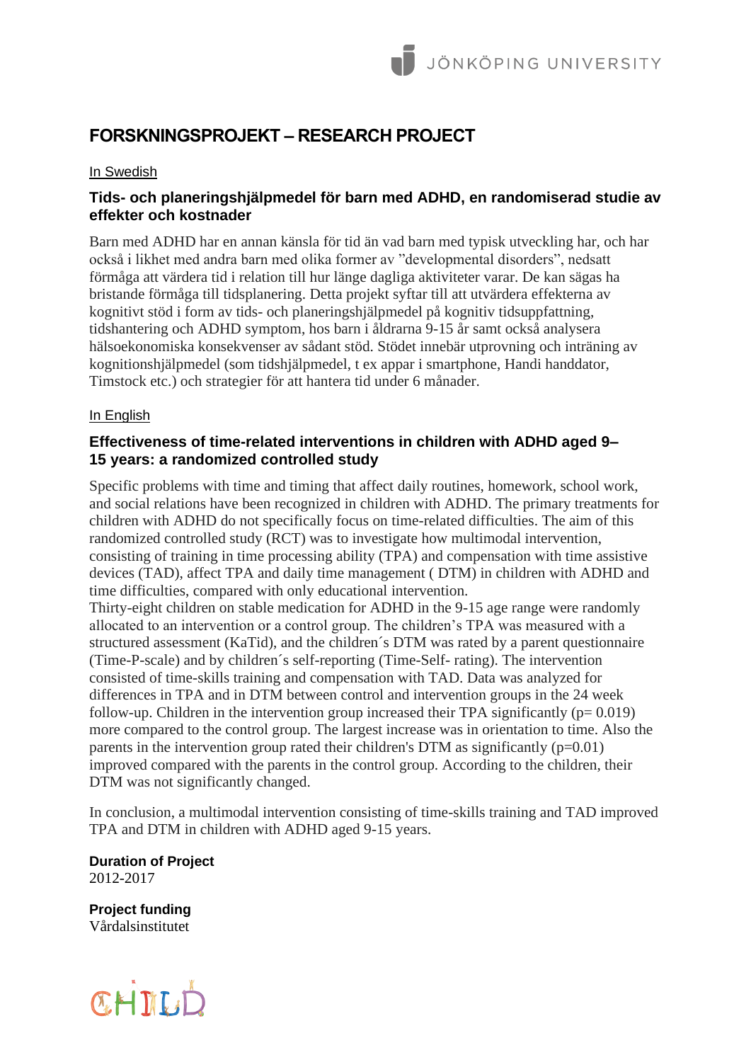# FORSKNINGSPROJEKT – RESEARCH PROJECT

In Swedish

## Tids- och planeringshjälpmedel för barn med ADHD, en randomiserad studie av effekter och kostnader

Barn med ADHD har en annan känsla för tid än vad barn med typisk utveckling har, och har också i likhet med andra barn med olika former av ”developmental disorders”, nedsatt förmåga att värdera tid i relation till hur länge dagliga aktiviteter varar. De kan sägas ha bristande förmåga till tidsplanering. Detta projekt syftar till att utvärdera effekterna av kognitivt stöd i form av tids- och planeringshjälpmedel på kognitiv tidsuppfattning, tidshantering och ADHD symptom, hos barn i åldrarna 9-15 år samt också analysera hälsoekonomiska konsekvenser av sådant stöd. Stödet innebär utprovning och inträning av kognitionshjälpmedel (som tidshjälpmedel, t ex appar i smartphone, Handi handdator, Timstock etc.) och strategier för att hantera tid under 6 månader.

In English

## Effectiveness of time-related interventions in children with ADHD aged 9–15 years: a randomized controlled study

Specific problems with time and timing that affect daily routines, homework, school work, and social relations have been recognized in children with ADHD. The primary treatments for children with ADHD do not specifically focus on time-related difficulties. The aim of this randomized controlled study (RCT) was to investigate how multimodal intervention, consisting of training in time processing ability (TPA) and compensation with time assistive devices (TAD), affect TPA and daily time management ( DTM) in children with ADHD and time difficulties, compared with only educational intervention.
Thirty-eight children on stable medication for ADHD in the 9-15 age range were randomly allocated to an intervention or a control group. The children's TPA was measured with a structured assessment (KaTid), and the children´s DTM was rated by a parent questionnaire (Time-P-scale) and by children´s self-reporting (Time-Self- rating). The intervention consisted of time-skills training and compensation with TAD. Data was analyzed for differences in TPA and in DTM between control and intervention groups in the 24 week follow-up. Children in the intervention group increased their TPA significantly ($p= 0.019$) more compared to the control group. The largest increase was in orientation to time. Also the parents in the intervention group rated their children's DTM as significantly ($p=0.01$) improved compared with the parents in the control group. According to the children, their DTM was not significantly changed.

In conclusion, a multimodal intervention consisting of time-skills training and TAD improved TPA and DTM in children with ADHD aged 9-15 years.

**Duration of Project**
2012-2017

**Project funding**
Vårdalsinstitutet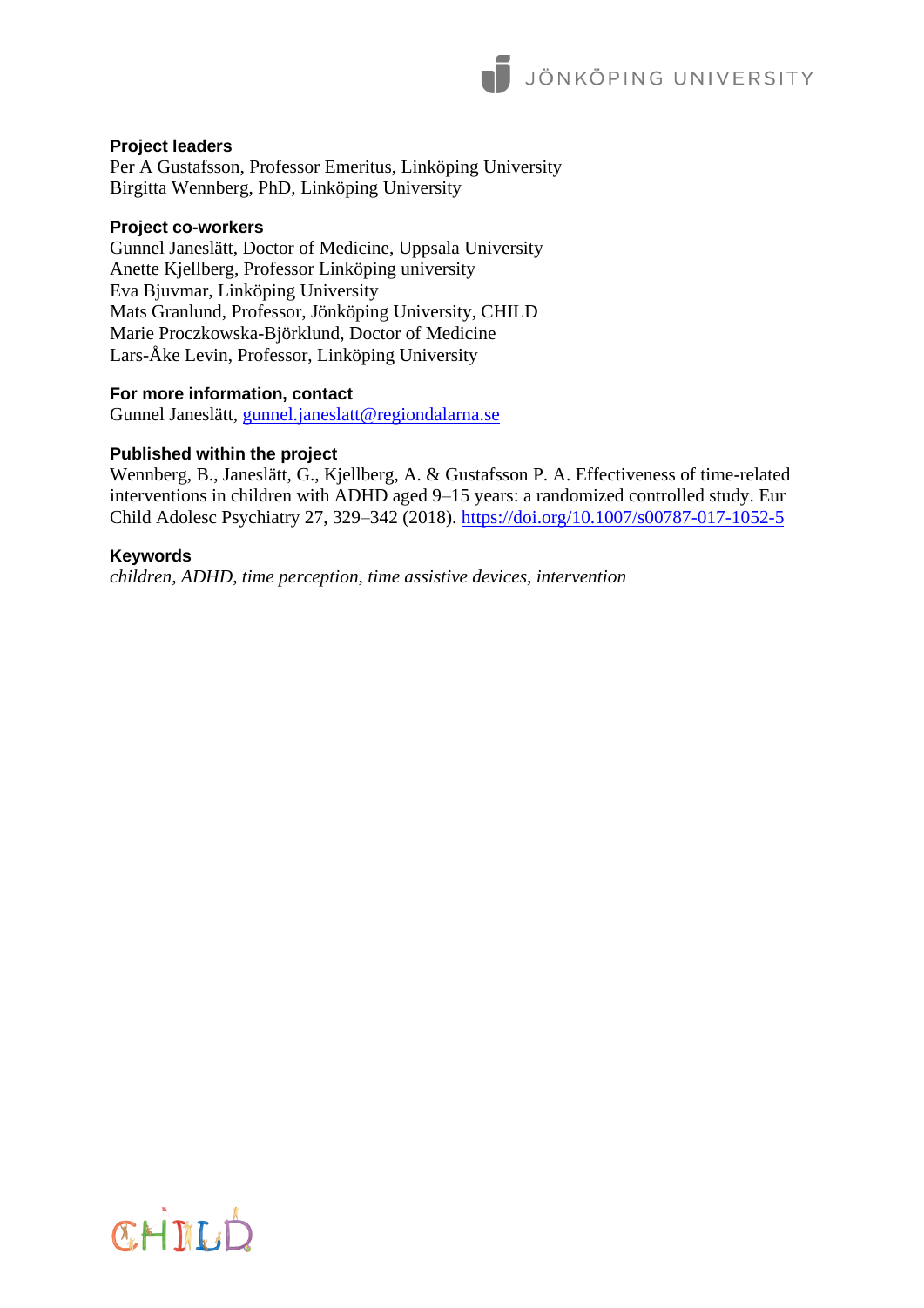**Project leaders**
Per A Gustafsson, Professor Emeritus, Linköping University
Birgitta Wennberg, PhD, Linköping University

**Project co-workers**
Gunnel Janeslätt, Doctor of Medicine, Uppsala University
Anette Kjellberg, Professor Linköping university
Eva Bjuvmar, Linköping University
Mats Granlund, Professor, Jönköping University, CHILD
Marie Proczkowska-Björklund, Doctor of Medicine
Lars-Åke Levin, Professor, Linköping University

**For more information, contact**
Gunnel Janeslätt, gunnel.janeslatt@regiondalarna.se

**Published within the project**
Wennberg, B., Janeslätt, G., Kjellberg, A. & Gustafsson P. A. Effectiveness of time-related interventions in children with ADHD aged 9–15 years: a randomized controlled study. Eur Child Adolesc Psychiatry 27, 329–342 (2018). https://doi.org/10.1007/s00787-017-1052-5

**Keywords**
*children, ADHD, time perception, time assistive devices, intervention*